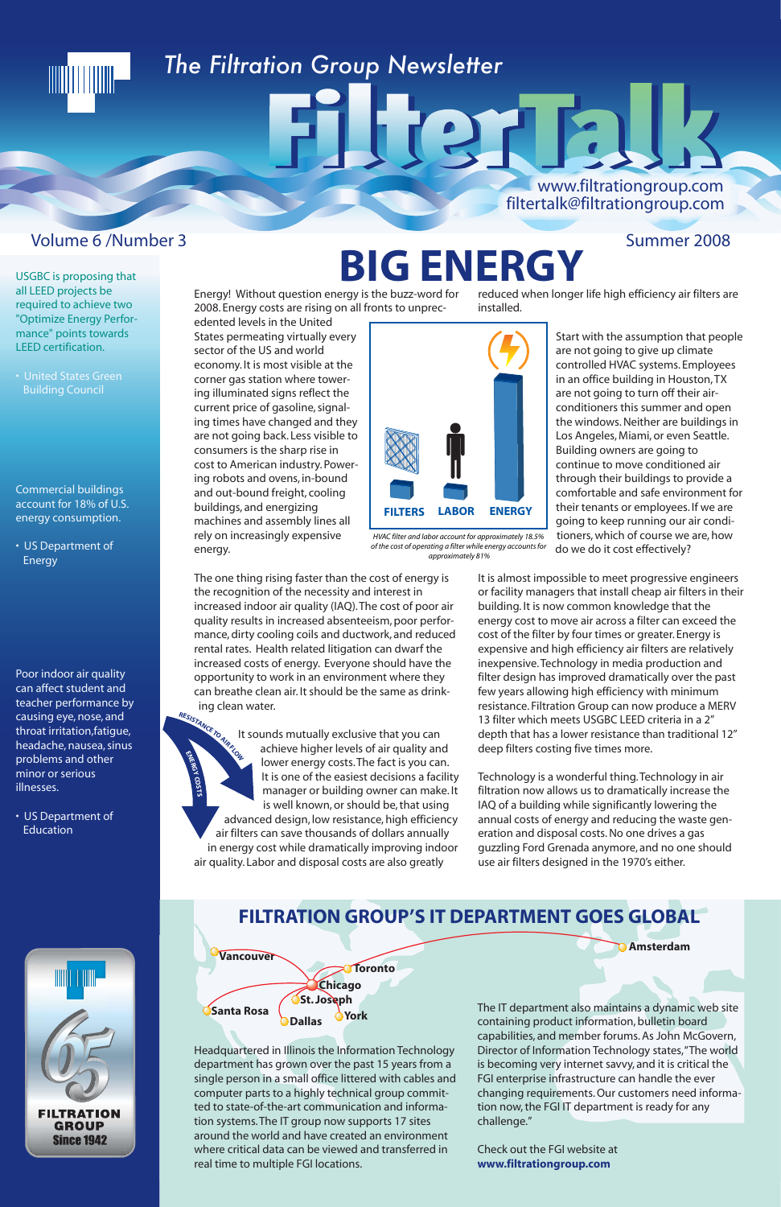# The Filtration Group Newsletter

# FilterTalk

www.filtrationgroup.com
filtertalk@filtrationgroup.com

Volume 6 /Number 3 — Summer 2008

USGBC is proposing that all LEED projects be required to achieve two "Optimize Energy Performance" points towards LEED certification.

- United States Green Building Council

Commercial buildings account for 18% of U.S. energy consumption.

- US Department of Energy

Poor indoor air quality can affect student and teacher performance by causing eye, nose, and throat irritation,fatigue, headache, nausea, sinus problems and other minor or serious illnesses.

- US Department of Education

FILTRATION GROUP Since 1942

## BIG ENERGY

Energy! Without question energy is the buzz-word for 2008. Energy costs are rising on all fronts to unprecedented levels in the United States permeating virtually every sector of the US and world economy. It is most visible at the corner gas station where towering illuminated signs reflect the current price of gasoline, signaling times have changed and they are not going back. Less visible to consumers is the sharp rise in cost to American industry. Powering robots and ovens, in-bound and out-bound freight, cooling buildings, and energizing machines and assembly lines all rely on increasingly expensive energy.

FILTERS LABOR ENERGY

*HVAC filter and labor account for approximately 18.5% of the cost of operating a filter while energy accounts for approximately 81%*

reduced when longer life high efficiency air filters are installed.

Start with the assumption that people are not going to give up climate controlled HVAC systems. Employees in an office building in Houston, TX are not going to turn off their air-conditioners this summer and open the windows. Neither are buildings in Los Angeles, Miami, or even Seattle. Building owners are going to continue to move conditioned air through their buildings to provide a comfortable and safe environment for their tenants or employees. If we are going to keep running our air conditioners, which of course we are, how do we do it cost effectively?

The one thing rising faster than the cost of energy is the recognition of the necessity and interest in increased indoor air quality (IAQ). The cost of poor air quality results in increased absenteeism, poor performance, dirty cooling coils and ductwork, and reduced rental rates. Health related litigation can dwarf the increased costs of energy. Everyone should have the opportunity to work in an environment where they can breathe clean air. It should be the same as drinking clean water.

RESISTANCE TO AIRFLOW / ENERGY COSTS

It sounds mutually exclusive that you can achieve higher levels of air quality and lower energy costs. The fact is you can. It is one of the easiest decisions a facility manager or building owner can make. It is well known, or should be, that using advanced design, low resistance, high efficiency air filters can save thousands of dollars annually in energy cost while dramatically improving indoor air quality. Labor and disposal costs are also greatly reduced when longer life high efficiency air filters are installed.

It is almost impossible to meet progressive engineers or facility managers that install cheap air filters in their building. It is now common knowledge that the energy cost to move air across a filter can exceed the cost of the filter by four times or greater. Energy is expensive and high efficiency air filters are relatively inexpensive. Technology in media production and filter design has improved dramatically over the past few years allowing high efficiency with minimum resistance. Filtration Group can now produce a MERV 13 filter which meets USGBC LEED criteria in a 2" depth that has a lower resistance than traditional 12" deep filters costing five times more.

Technology is a wonderful thing. Technology in air filtration now allows us to dramatically increase the IAQ of a building while significantly lowering the annual costs of energy and reducing the waste generation and disposal costs. No one drives a gas guzzling Ford Grenada anymore, and no one should use air filters designed in the 1970's either.

## FILTRATION GROUP'S IT DEPARTMENT GOES GLOBAL

Vancouver, Toronto, Chicago, St. Joseph, Santa Rosa, Dallas, York, Amsterdam

Headquartered in Illinois the Information Technology department has grown over the past 15 years from a single person in a small office littered with cables and computer parts to a highly technical group committed to state-of-the-art communication and information systems. The IT group now supports 17 sites around the world and have created an environment where critical data can be viewed and transferred in real time to multiple FGI locations.

The IT department also maintains a dynamic web site containing product information, bulletin board capabilities, and member forums. As John McGovern, Director of Information Technology states, "The world is becoming very internet savvy, and it is critical the FGI enterprise infrastructure can handle the ever changing requirements. Our customers need information now, the FGI IT department is ready for any challenge."

Check out the FGI website at **www.filtrationgroup.com**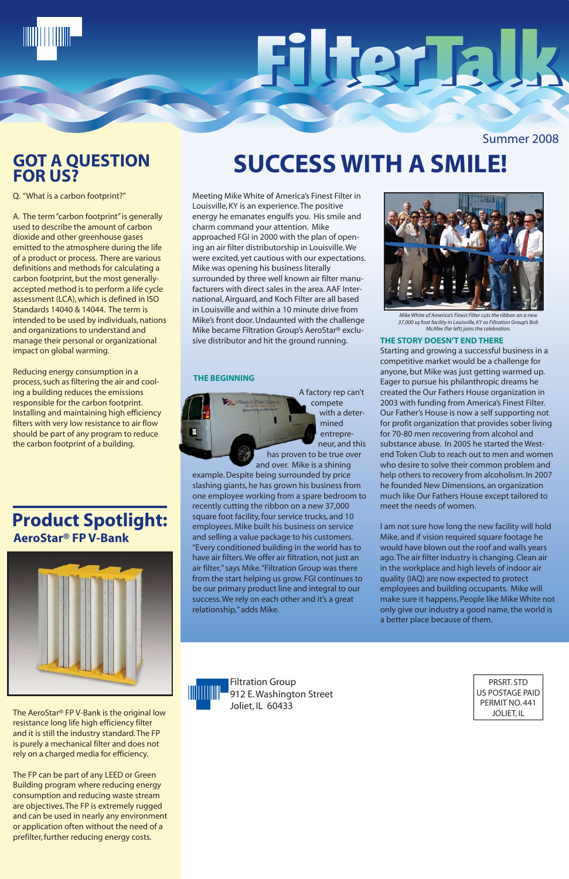# FilterTalk

Summer 2008

## GOT A QUESTION FOR US?

Q. "What is a carbon footprint?"

A. The term "carbon footprint" is generally used to describe the amount of carbon dioxide and other greenhouse gases emitted to the atmosphere during the life of a product or process. There are various definitions and methods for calculating a carbon footprint, but the most generally-accepted method is to perform a life cycle assessment (LCA), which is defined in ISO Standards 14040 & 14044. The term is intended to be used by individuals, nations and organizations to understand and manage their personal or organizational impact on global warming.

Reducing energy consumption in a process, such as filtering the air and cooling a building reduces the emissions responsible for the carbon footprint. Installing and maintaining high efficiency filters with very low resistance to air flow should be part of any program to reduce the carbon footprint of a building.

## Product Spotlight:
### AeroStar® FP V-Bank

The AeroStar® FP V-Bank is the original low resistance long life high efficiency filter and it is still the industry standard. The FP is purely a mechanical filter and does not rely on a charged media for efficiency.

The FP can be part of any LEED or Green Building program where reducing energy consumption and reducing waste stream are objectives. The FP is extremely rugged and can be used in nearly any environment or application often without the need of a prefilter, further reducing energy costs.

# SUCCESS WITH A SMILE!

Meeting Mike White of America's Finest Filter in Louisville, KY is an experience. The positive energy he emanates engulfs you. His smile and charm command your attention. Mike approached FGI in 2000 with the plan of opening an air filter distributorship in Louisville. We were excited, yet cautious with our expectations. Mike was opening his business literally surrounded by three well known air filter manufacturers with direct sales in the area. AAF International, Airguard, and Koch Filter are all based in Louisville and within a 10 minute drive from Mike's front door. Undaunted with the challenge Mike became Filtration Group's AeroStar® exclusive distributor and hit the ground running.

### THE BEGINNING

A factory rep can't compete with a determined entrepreneur, and this has proven to be true over and over. Mike is a shining example. Despite being surrounded by price slashing giants, he has grown his business from one employee working from a spare bedroom to recently cutting the ribbon on a new 37,000 square foot facility, four service trucks, and 10 employees. Mike built his business on service and selling a value package to his customers. "Every conditioned building in the world has to have air filters. We offer air filtration, not just an air filter," says Mike. "Filtration Group was there from the start helping us grow. FGI continues to be our primary product line and integral to our success. We rely on each other and it's a great relationship," adds Mike.

*Mike White of America's Finest Filter cuts the ribbon on a new 37,000 sq foot facility in Louisville, KY as Filtration Group's Bob McAfee (far left) joins the celebration.*

### THE STORY DOESN'T END THERE

Starting and growing a successful business in a competitive market would be a challenge for anyone, but Mike was just getting warmed up. Eager to pursue his philanthropic dreams he created the Our Fathers House organization in 2003 with funding from America's Finest Filter. Our Father's House is now a self supporting not for profit organization that provides sober living for 70-80 men recovering from alcohol and substance abuse. In 2005 he started the West-end Token Club to reach out to men and women who desire to solve their common problem and help others to recovery from alcoholism. In 2007 he founded New Dimensions, an organization much like Our Fathers House except tailored to meet the needs of women.

I am not sure how long the new facility will hold Mike, and if vision required square footage he would have blown out the roof and walls years ago. The air filter industry is changing. Clean air in the workplace and high levels of indoor air quality (IAQ) are now expected to protect employees and building occupants. Mike will make sure it happens. People like Mike White not only give our industry a good name, the world is a better place because of them.

Filtration Group
912 E. Washington Street
Joliet, IL 60433

PRSRT. STD
US POSTAGE PAID
PERMIT NO. 441
JOLIET, IL